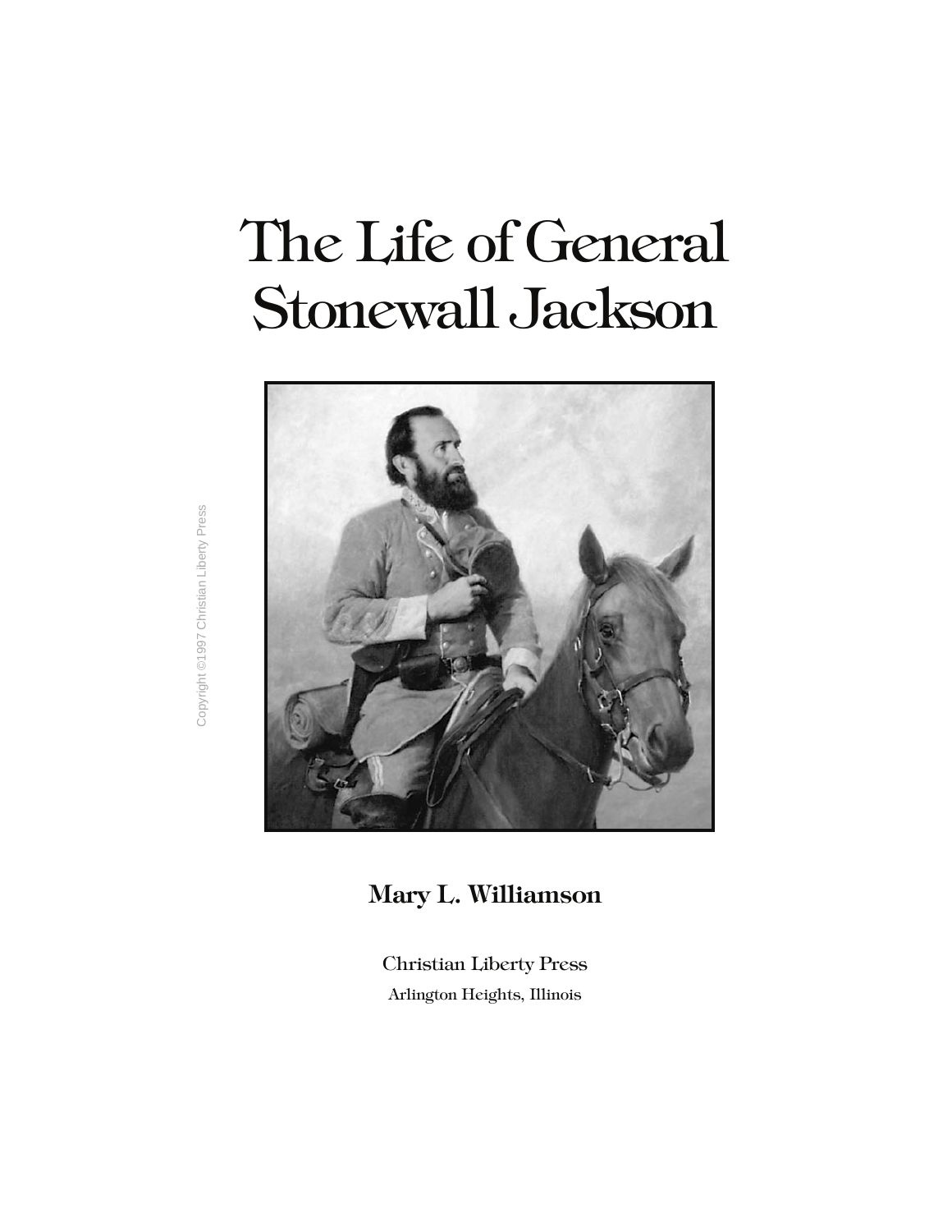# The Life of General Stonewall Jackson

Copyright ©1997 Christian Liberty Press

**Mary L. Williamson**

Christian Liberty Press

Arlington Heights, Illinois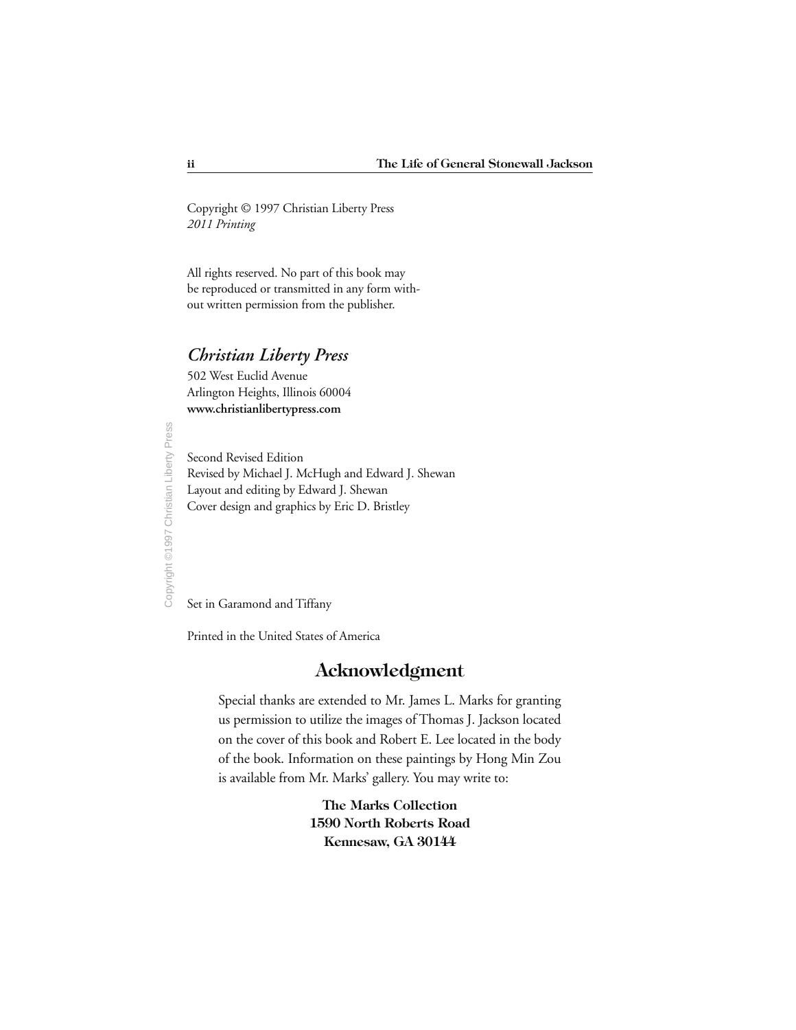Copyright © 1997 Christian Liberty Press
*2011 Printing*

All rights reserved. No part of this book may be reproduced or transmitted in any form without written permission from the publisher.

***Christian Liberty Press***

502 West Euclid Avenue
Arlington Heights, Illinois 60004
**www.christianlibertypress.com**

Second Revised Edition
Revised by Michael J. McHugh and Edward J. Shewan
Layout and editing by Edward J. Shewan
Cover design and graphics by Eric D. Bristley

Set in Garamond and Tiffany

Printed in the United States of America

## Acknowledgment

Special thanks are extended to Mr. James L. Marks for granting us permission to utilize the images of Thomas J. Jackson located on the cover of this book and Robert E. Lee located in the body of the book. Information on these paintings by Hong Min Zou is available from Mr. Marks' gallery. You may write to:

**The Marks Collection**
**1590 North Roberts Road**
**Kennesaw, GA 30144**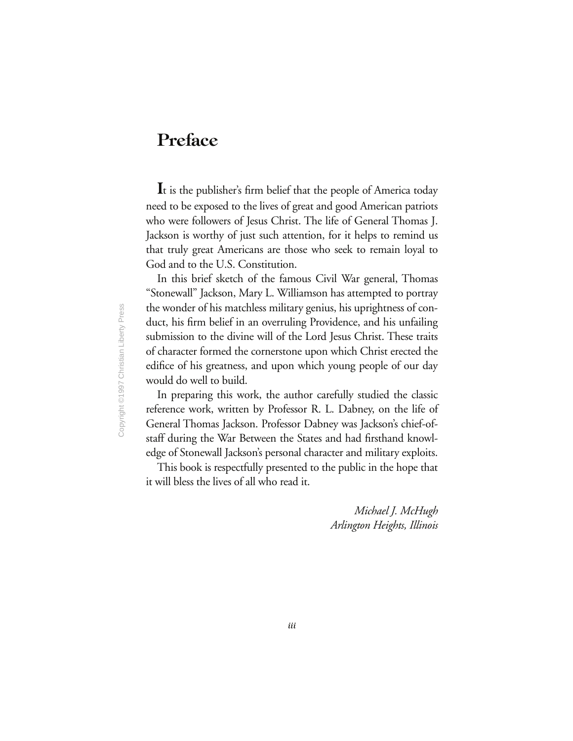# Preface

It is the publisher's firm belief that the people of America today need to be exposed to the lives of great and good American patriots who were followers of Jesus Christ. The life of General Thomas J. Jackson is worthy of just such attention, for it helps to remind us that truly great Americans are those who seek to remain loyal to God and to the U.S. Constitution.

In this brief sketch of the famous Civil War general, Thomas "Stonewall" Jackson, Mary L. Williamson has attempted to portray the wonder of his matchless military genius, his uprightness of conduct, his firm belief in an overruling Providence, and his unfailing submission to the divine will of the Lord Jesus Christ. These traits of character formed the cornerstone upon which Christ erected the edifice of his greatness, and upon which young people of our day would do well to build.

In preparing this work, the author carefully studied the classic reference work, written by Professor R. L. Dabney, on the life of General Thomas Jackson. Professor Dabney was Jackson's chief-of-staff during the War Between the States and had firsthand knowledge of Stonewall Jackson's personal character and military exploits.

This book is respectfully presented to the public in the hope that it will bless the lives of all who read it.

*Michael J. McHugh*
*Arlington Heights, Illinois*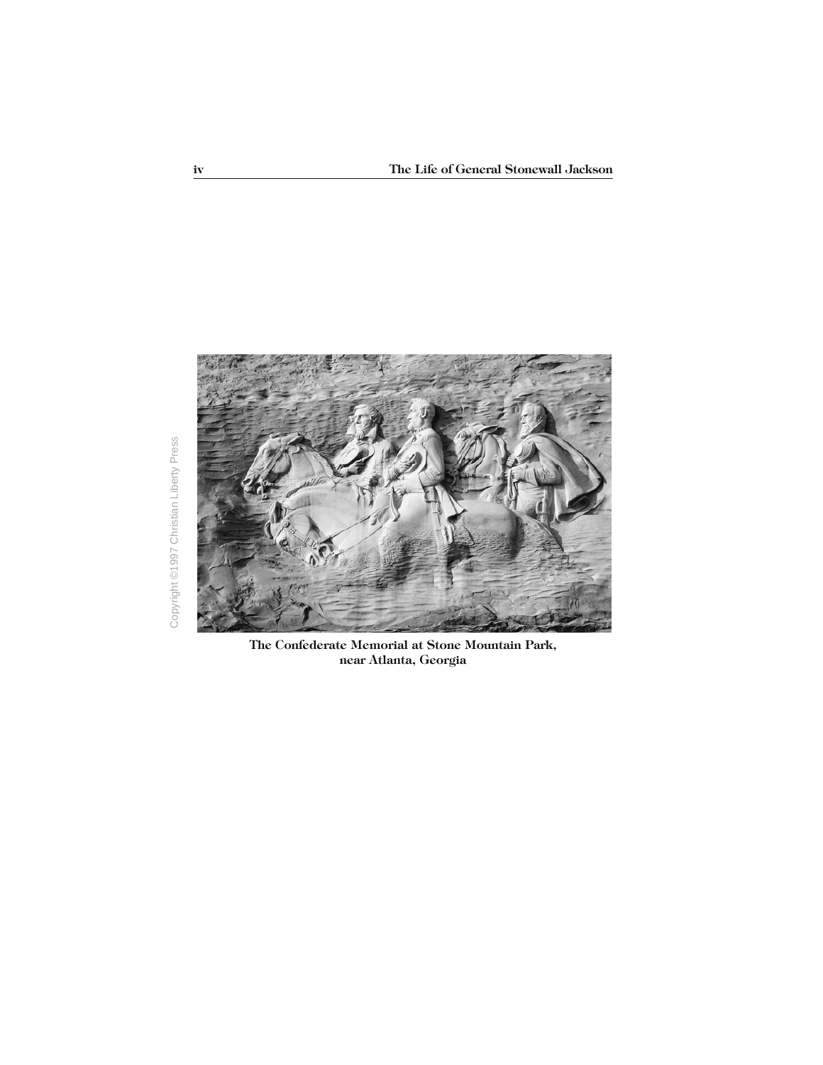The Confederate Memorial at Stone Mountain Park, near Atlanta, Georgia

Copyright ©1997 Christian Liberty Press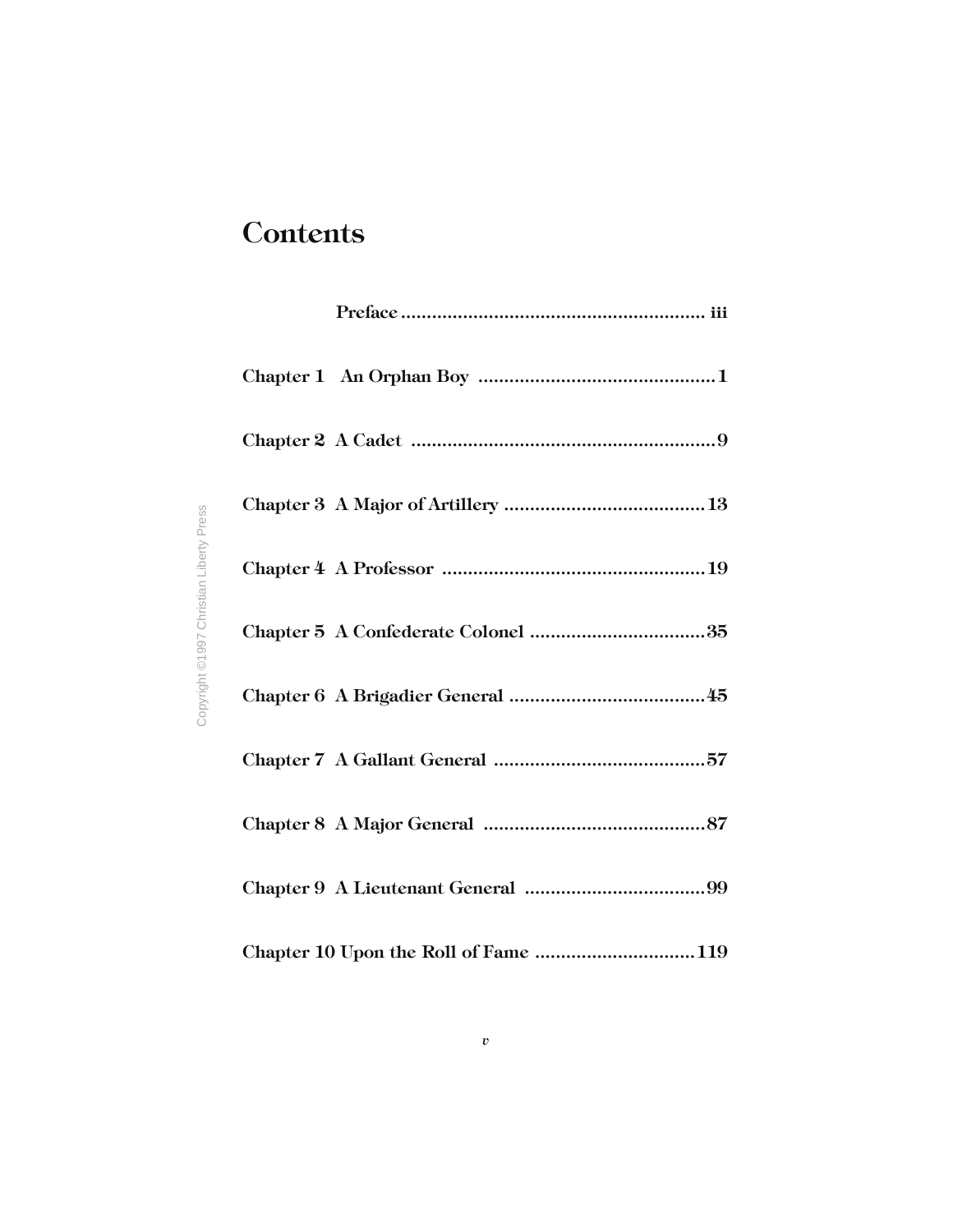# Contents

Preface .......................................................... iii

Chapter 1 An Orphan Boy .............................................1

Chapter 2 A Cadet ..........................................................9

Chapter 3 A Major of Artillery ......................................13

Chapter 4 A Professor ..................................................19

Chapter 5 A Confederate Colonel .................................35

Chapter 6 A Brigadier General .....................................45

Chapter 7 A Gallant General ........................................57

Chapter 8 A Major General ..........................................87

Chapter 9 A Lieutenant General ..................................99

Chapter 10 Upon the Roll of Fame ..............................119

Copyright ©1997 Christian Liberty Press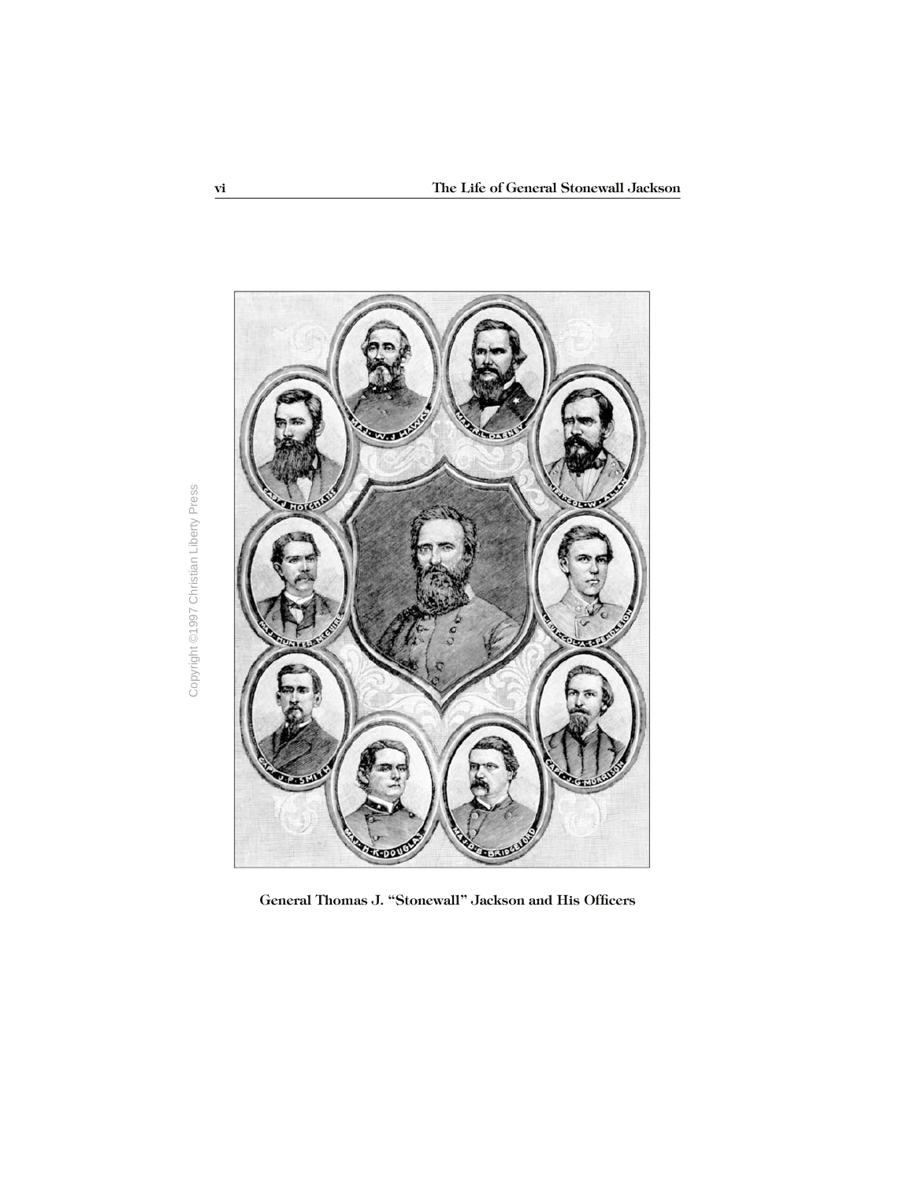General Thomas J. "Stonewall" Jackson and His Officers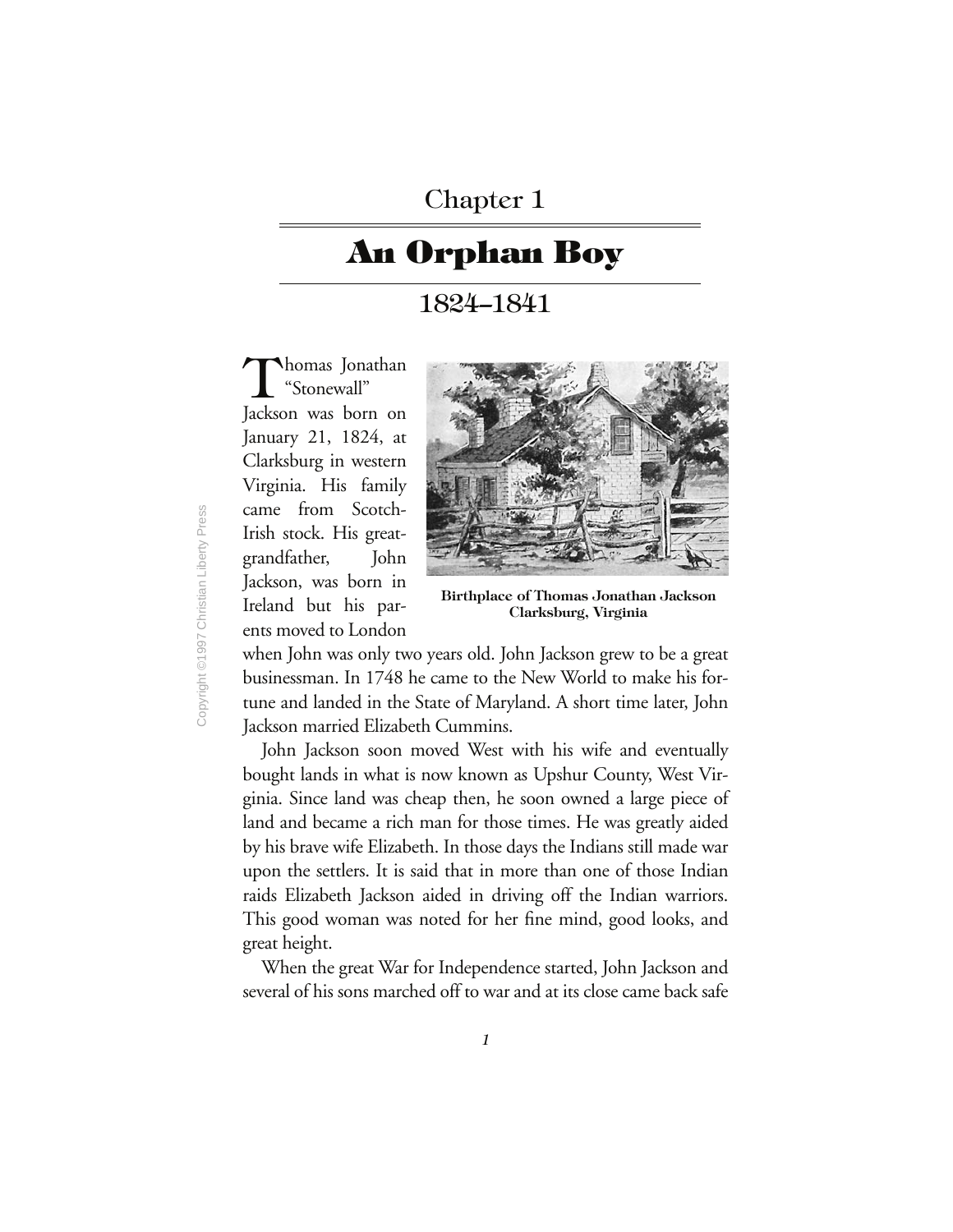# Chapter 1

# An Orphan Boy

## 1824–1841

Thomas Jonathan "Stonewall" Jackson was born on January 21, 1824, at Clarksburg in western Virginia. His family came from Scotch-Irish stock. His great-grandfather, John Jackson, was born in Ireland but his parents moved to London when John was only two years old. John Jackson grew to be a great businessman. In 1748 he came to the New World to make his fortune and landed in the State of Maryland. A short time later, John Jackson married Elizabeth Cummins.

**Birthplace of Thomas Jonathan Jackson Clarksburg, Virginia**

John Jackson soon moved West with his wife and eventually bought lands in what is now known as Upshur County, West Virginia. Since land was cheap then, he soon owned a large piece of land and became a rich man for those times. He was greatly aided by his brave wife Elizabeth. In those days the Indians still made war upon the settlers. It is said that in more than one of those Indian raids Elizabeth Jackson aided in driving off the Indian warriors. This good woman was noted for her fine mind, good looks, and great height.

When the great War for Independence started, John Jackson and several of his sons marched off to war and at its close came back safe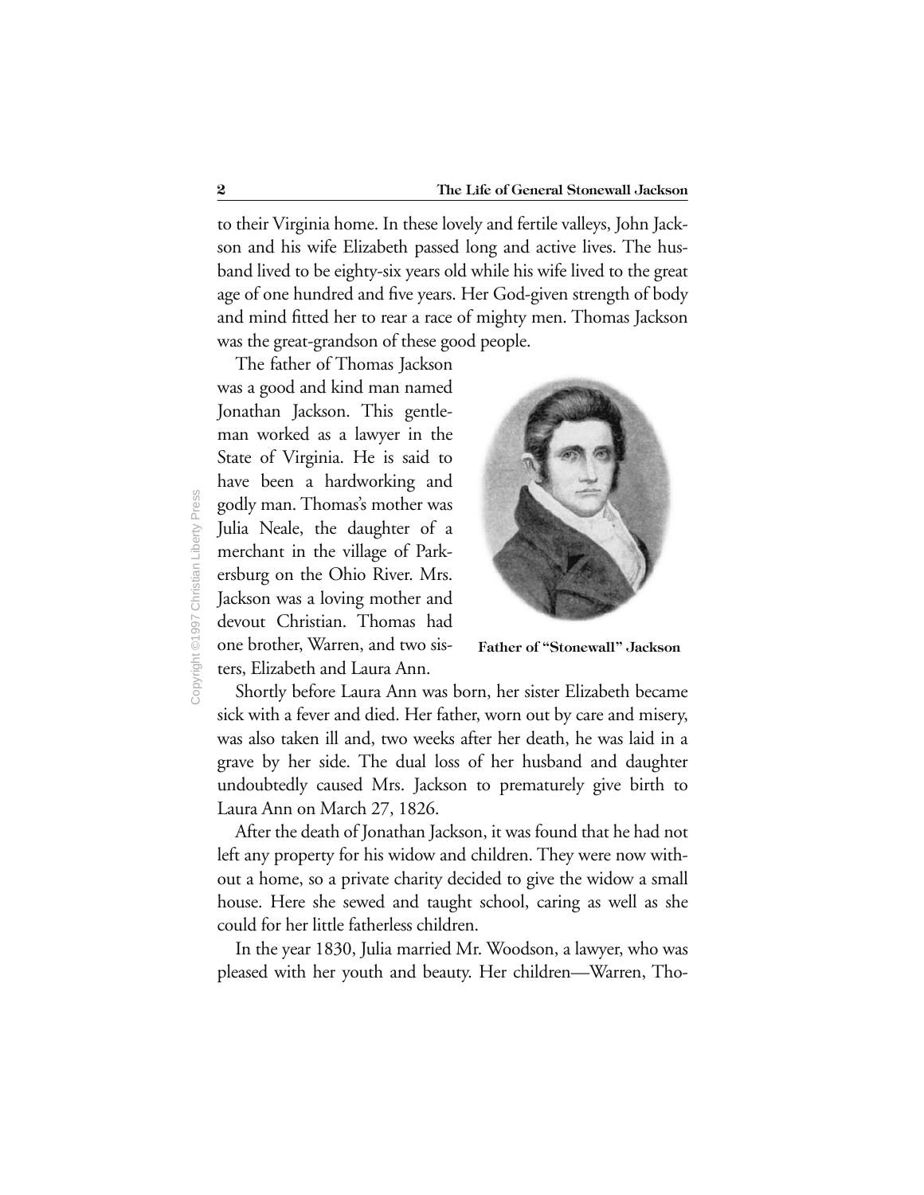to their Virginia home. In these lovely and fertile valleys, John Jackson and his wife Elizabeth passed long and active lives. The husband lived to be eighty-six years old while his wife lived to the great age of one hundred and five years. Her God-given strength of body and mind fitted her to rear a race of mighty men. Thomas Jackson was the great-grandson of these good people.

The father of Thomas Jackson was a good and kind man named Jonathan Jackson. This gentleman worked as a lawyer in the State of Virginia. He is said to have been a hardworking and godly man. Thomas's mother was Julia Neale, the daughter of a merchant in the village of Parkersburg on the Ohio River. Mrs. Jackson was a loving mother and devout Christian. Thomas had one brother, Warren, and two sisters, Elizabeth and Laura Ann.

**Father of "Stonewall" Jackson**

Shortly before Laura Ann was born, her sister Elizabeth became sick with a fever and died. Her father, worn out by care and misery, was also taken ill and, two weeks after her death, he was laid in a grave by her side. The dual loss of her husband and daughter undoubtedly caused Mrs. Jackson to prematurely give birth to Laura Ann on March 27, 1826.

After the death of Jonathan Jackson, it was found that he had not left any property for his widow and children. They were now without a home, so a private charity decided to give the widow a small house. Here she sewed and taught school, caring as well as she could for her little fatherless children.

In the year 1830, Julia married Mr. Woodson, a lawyer, who was pleased with her youth and beauty. Her children—Warren, Tho-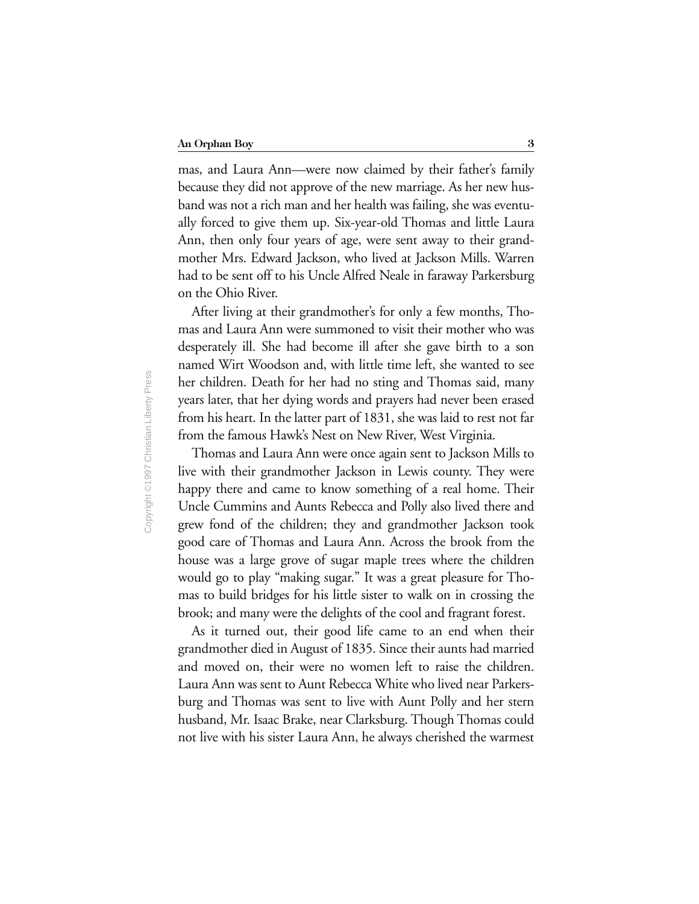mas, and Laura Ann—were now claimed by their father's family because they did not approve of the new marriage. As her new husband was not a rich man and her health was failing, she was eventually forced to give them up. Six-year-old Thomas and little Laura Ann, then only four years of age, were sent away to their grandmother Mrs. Edward Jackson, who lived at Jackson Mills. Warren had to be sent off to his Uncle Alfred Neale in faraway Parkersburg on the Ohio River.

After living at their grandmother's for only a few months, Thomas and Laura Ann were summoned to visit their mother who was desperately ill. She had become ill after she gave birth to a son named Wirt Woodson and, with little time left, she wanted to see her children. Death for her had no sting and Thomas said, many years later, that her dying words and prayers had never been erased from his heart. In the latter part of 1831, she was laid to rest not far from the famous Hawk's Nest on New River, West Virginia.

Thomas and Laura Ann were once again sent to Jackson Mills to live with their grandmother Jackson in Lewis county. They were happy there and came to know something of a real home. Their Uncle Cummins and Aunts Rebecca and Polly also lived there and grew fond of the children; they and grandmother Jackson took good care of Thomas and Laura Ann. Across the brook from the house was a large grove of sugar maple trees where the children would go to play "making sugar." It was a great pleasure for Thomas to build bridges for his little sister to walk on in crossing the brook; and many were the delights of the cool and fragrant forest.

As it turned out, their good life came to an end when their grandmother died in August of 1835. Since their aunts had married and moved on, their were no women left to raise the children. Laura Ann was sent to Aunt Rebecca White who lived near Parkersburg and Thomas was sent to live with Aunt Polly and her stern husband, Mr. Isaac Brake, near Clarksburg. Though Thomas could not live with his sister Laura Ann, he always cherished the warmest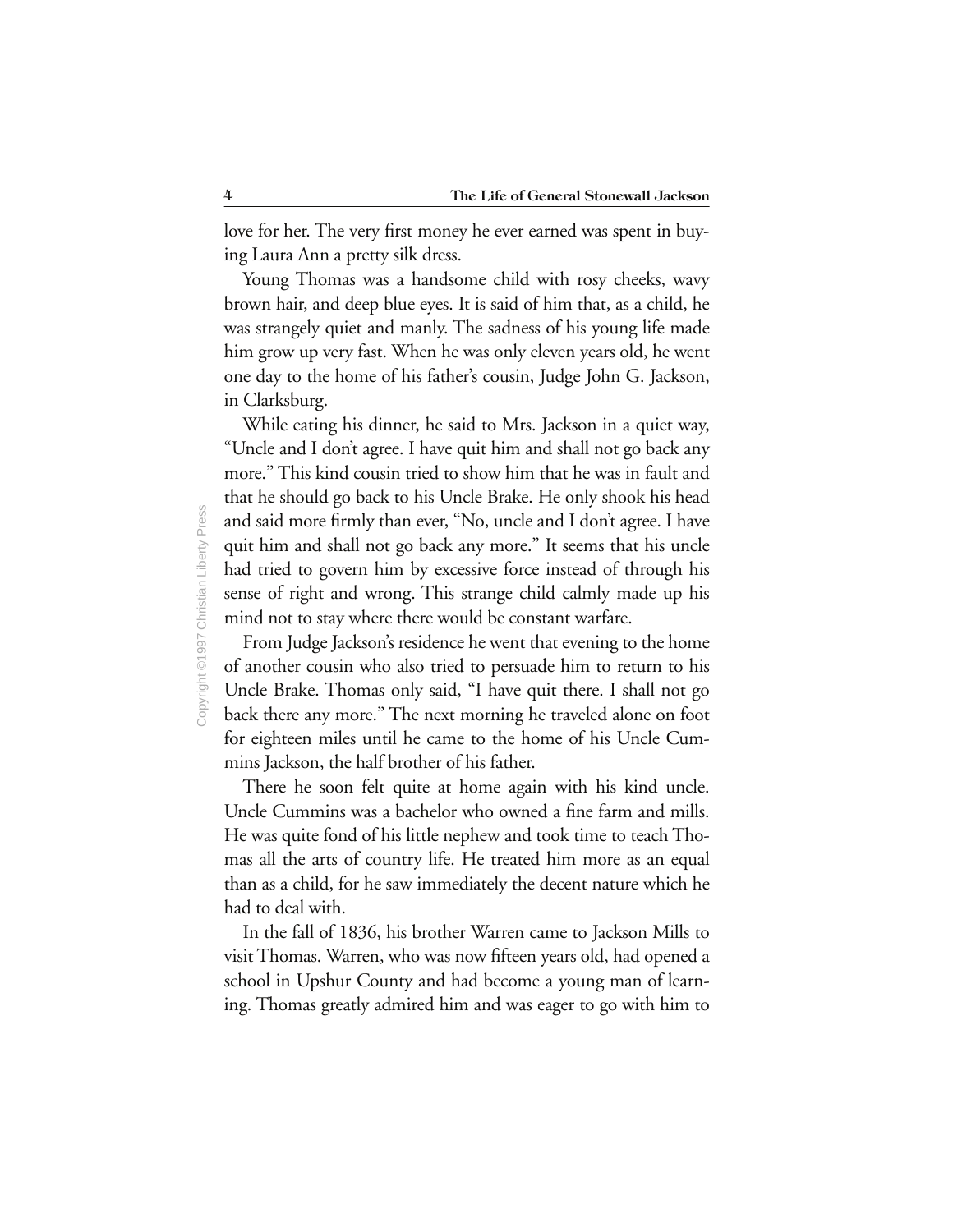love for her. The very first money he ever earned was spent in buying Laura Ann a pretty silk dress.

Young Thomas was a handsome child with rosy cheeks, wavy brown hair, and deep blue eyes. It is said of him that, as a child, he was strangely quiet and manly. The sadness of his young life made him grow up very fast. When he was only eleven years old, he went one day to the home of his father's cousin, Judge John G. Jackson, in Clarksburg.

While eating his dinner, he said to Mrs. Jackson in a quiet way, "Uncle and I don't agree. I have quit him and shall not go back any more." This kind cousin tried to show him that he was in fault and that he should go back to his Uncle Brake. He only shook his head and said more firmly than ever, "No, uncle and I don't agree. I have quit him and shall not go back any more." It seems that his uncle had tried to govern him by excessive force instead of through his sense of right and wrong. This strange child calmly made up his mind not to stay where there would be constant warfare.

From Judge Jackson's residence he went that evening to the home of another cousin who also tried to persuade him to return to his Uncle Brake. Thomas only said, "I have quit there. I shall not go back there any more." The next morning he traveled alone on foot for eighteen miles until he came to the home of his Uncle Cummins Jackson, the half brother of his father.

There he soon felt quite at home again with his kind uncle. Uncle Cummins was a bachelor who owned a fine farm and mills. He was quite fond of his little nephew and took time to teach Thomas all the arts of country life. He treated him more as an equal than as a child, for he saw immediately the decent nature which he had to deal with.

In the fall of 1836, his brother Warren came to Jackson Mills to visit Thomas. Warren, who was now fifteen years old, had opened a school in Upshur County and had become a young man of learning. Thomas greatly admired him and was eager to go with him to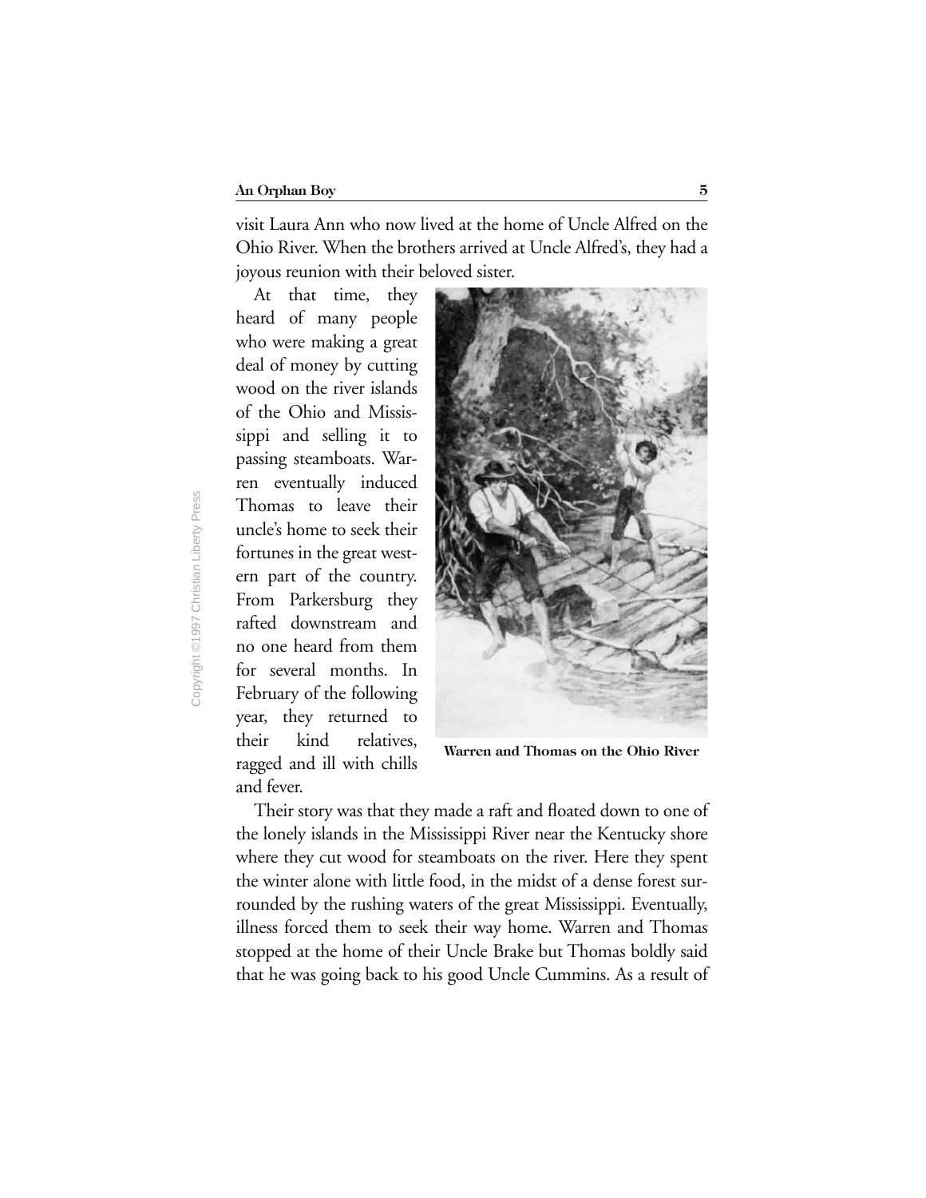visit Laura Ann who now lived at the home of Uncle Alfred on the Ohio River. When the brothers arrived at Uncle Alfred's, they had a joyous reunion with their beloved sister.

At that time, they heard of many people who were making a great deal of money by cutting wood on the river islands of the Ohio and Mississippi and selling it to passing steamboats. Warren eventually induced Thomas to leave their uncle's home to seek their fortunes in the great western part of the country. From Parkersburg they rafted downstream and no one heard from them for several months. In February of the following year, they returned to their kind relatives, ragged and ill with chills and fever.

**Warren and Thomas on the Ohio River**

Their story was that they made a raft and floated down to one of the lonely islands in the Mississippi River near the Kentucky shore where they cut wood for steamboats on the river. Here they spent the winter alone with little food, in the midst of a dense forest surrounded by the rushing waters of the great Mississippi. Eventually, illness forced them to seek their way home. Warren and Thomas stopped at the home of their Uncle Brake but Thomas boldly said that he was going back to his good Uncle Cummins. As a result of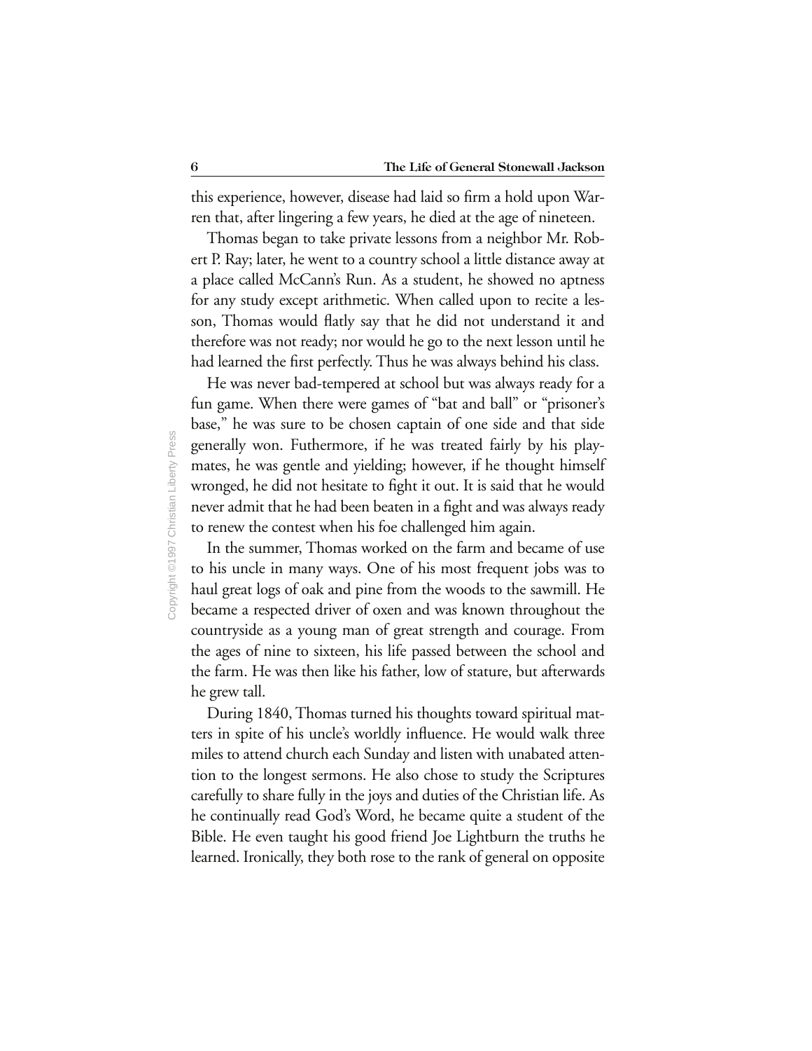this experience, however, disease had laid so firm a hold upon Warren that, after lingering a few years, he died at the age of nineteen.

Thomas began to take private lessons from a neighbor Mr. Robert P. Ray; later, he went to a country school a little distance away at a place called McCann's Run. As a student, he showed no aptness for any study except arithmetic. When called upon to recite a lesson, Thomas would flatly say that he did not understand it and therefore was not ready; nor would he go to the next lesson until he had learned the first perfectly. Thus he was always behind his class.

He was never bad-tempered at school but was always ready for a fun game. When there were games of "bat and ball" or "prisoner's base," he was sure to be chosen captain of one side and that side generally won. Futhermore, if he was treated fairly by his playmates, he was gentle and yielding; however, if he thought himself wronged, he did not hesitate to fight it out. It is said that he would never admit that he had been beaten in a fight and was always ready to renew the contest when his foe challenged him again.

In the summer, Thomas worked on the farm and became of use to his uncle in many ways. One of his most frequent jobs was to haul great logs of oak and pine from the woods to the sawmill. He became a respected driver of oxen and was known throughout the countryside as a young man of great strength and courage. From the ages of nine to sixteen, his life passed between the school and the farm. He was then like his father, low of stature, but afterwards he grew tall.

During 1840, Thomas turned his thoughts toward spiritual matters in spite of his uncle's worldly influence. He would walk three miles to attend church each Sunday and listen with unabated attention to the longest sermons. He also chose to study the Scriptures carefully to share fully in the joys and duties of the Christian life. As he continually read God's Word, he became quite a student of the Bible. He even taught his good friend Joe Lightburn the truths he learned. Ironically, they both rose to the rank of general on opposite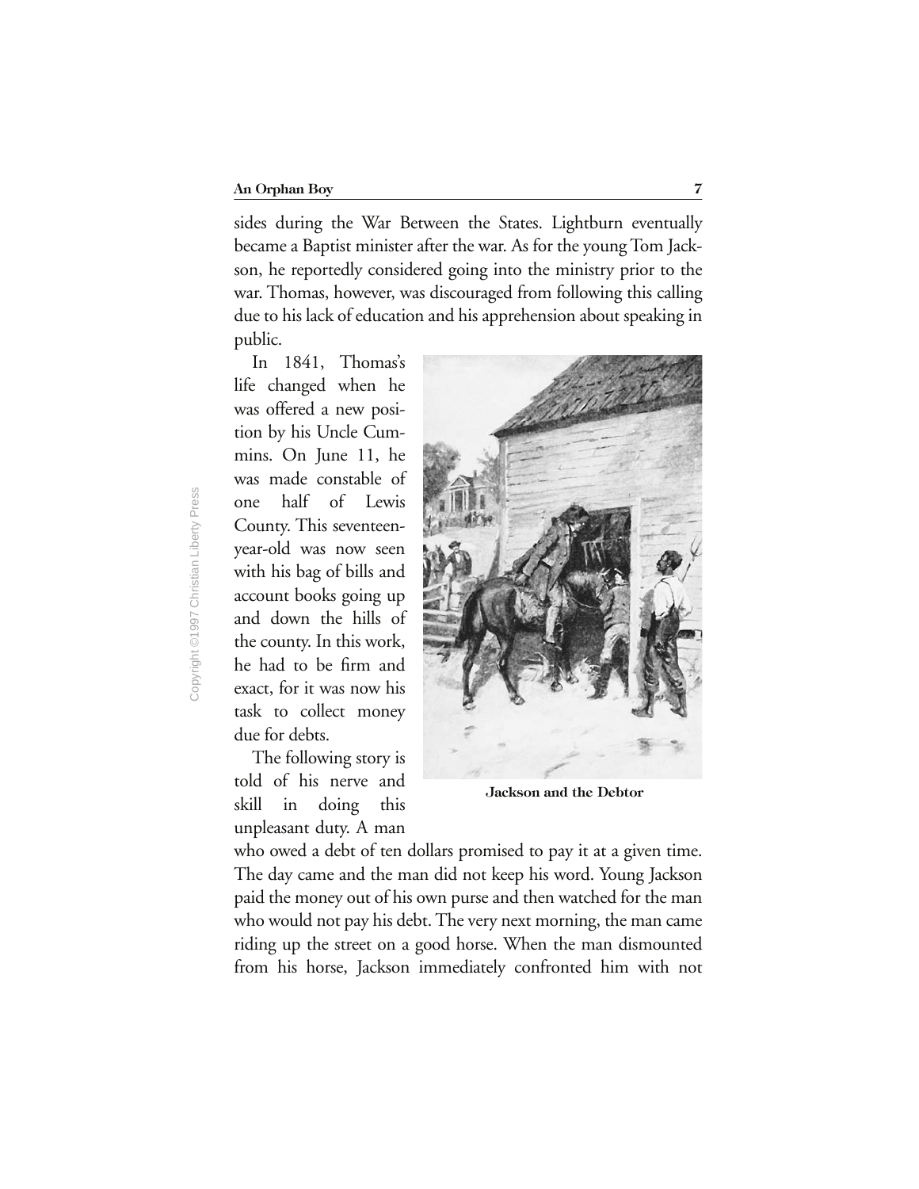sides during the War Between the States. Lightburn eventually became a Baptist minister after the war. As for the young Tom Jackson, he reportedly considered going into the ministry prior to the war. Thomas, however, was discouraged from following this calling due to his lack of education and his apprehension about speaking in public.

In 1841, Thomas's life changed when he was offered a new position by his Uncle Cummins. On June 11, he was made constable of one half of Lewis County. This seventeen-year-old was now seen with his bag of bills and account books going up and down the hills of the county. In this work, he had to be firm and exact, for it was now his task to collect money due for debts.

Jackson and the Debtor

The following story is told of his nerve and skill in doing this unpleasant duty. A man who owed a debt of ten dollars promised to pay it at a given time. The day came and the man did not keep his word. Young Jackson paid the money out of his own purse and then watched for the man who would not pay his debt. The very next morning, the man came riding up the street on a good horse. When the man dismounted from his horse, Jackson immediately confronted him with not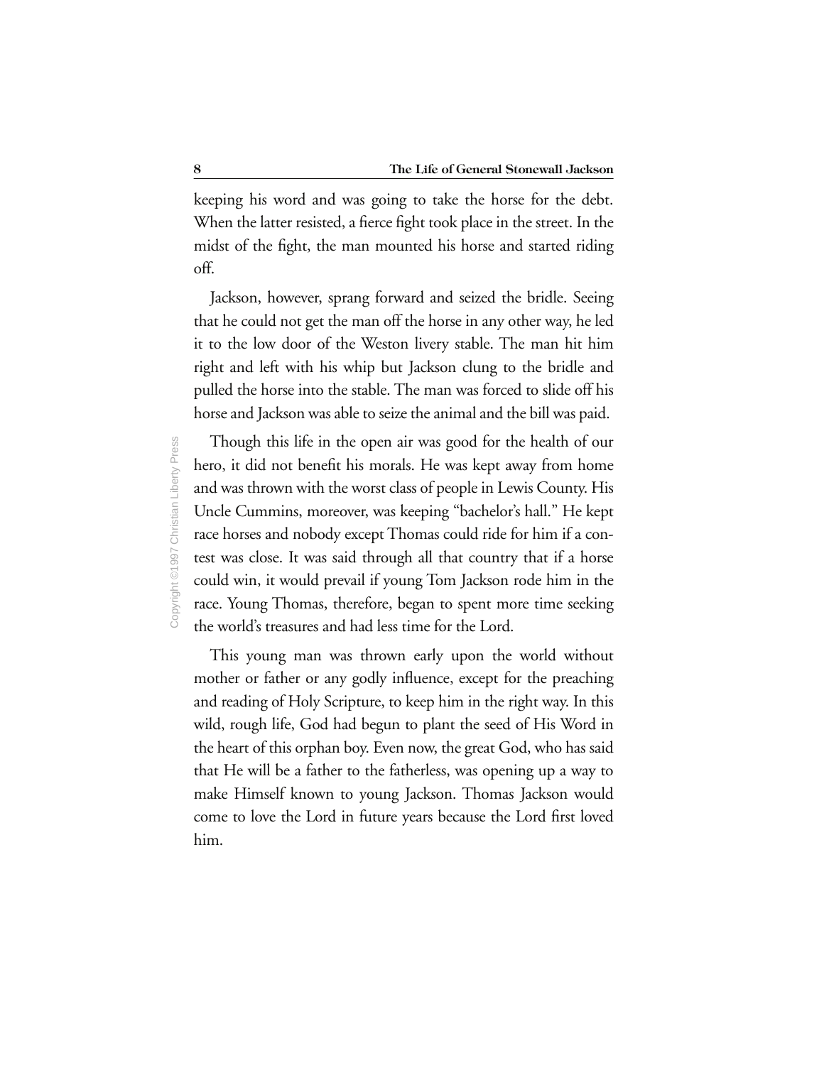keeping his word and was going to take the horse for the debt. When the latter resisted, a fierce fight took place in the street. In the midst of the fight, the man mounted his horse and started riding off.

Jackson, however, sprang forward and seized the bridle. Seeing that he could not get the man off the horse in any other way, he led it to the low door of the Weston livery stable. The man hit him right and left with his whip but Jackson clung to the bridle and pulled the horse into the stable. The man was forced to slide off his horse and Jackson was able to seize the animal and the bill was paid.

Though this life in the open air was good for the health of our hero, it did not benefit his morals. He was kept away from home and was thrown with the worst class of people in Lewis County. His Uncle Cummins, moreover, was keeping "bachelor's hall." He kept race horses and nobody except Thomas could ride for him if a contest was close. It was said through all that country that if a horse could win, it would prevail if young Tom Jackson rode him in the race. Young Thomas, therefore, began to spent more time seeking the world's treasures and had less time for the Lord.

This young man was thrown early upon the world without mother or father or any godly influence, except for the preaching and reading of Holy Scripture, to keep him in the right way. In this wild, rough life, God had begun to plant the seed of His Word in the heart of this orphan boy. Even now, the great God, who has said that He will be a father to the fatherless, was opening up a way to make Himself known to young Jackson. Thomas Jackson would come to love the Lord in future years because the Lord first loved him.